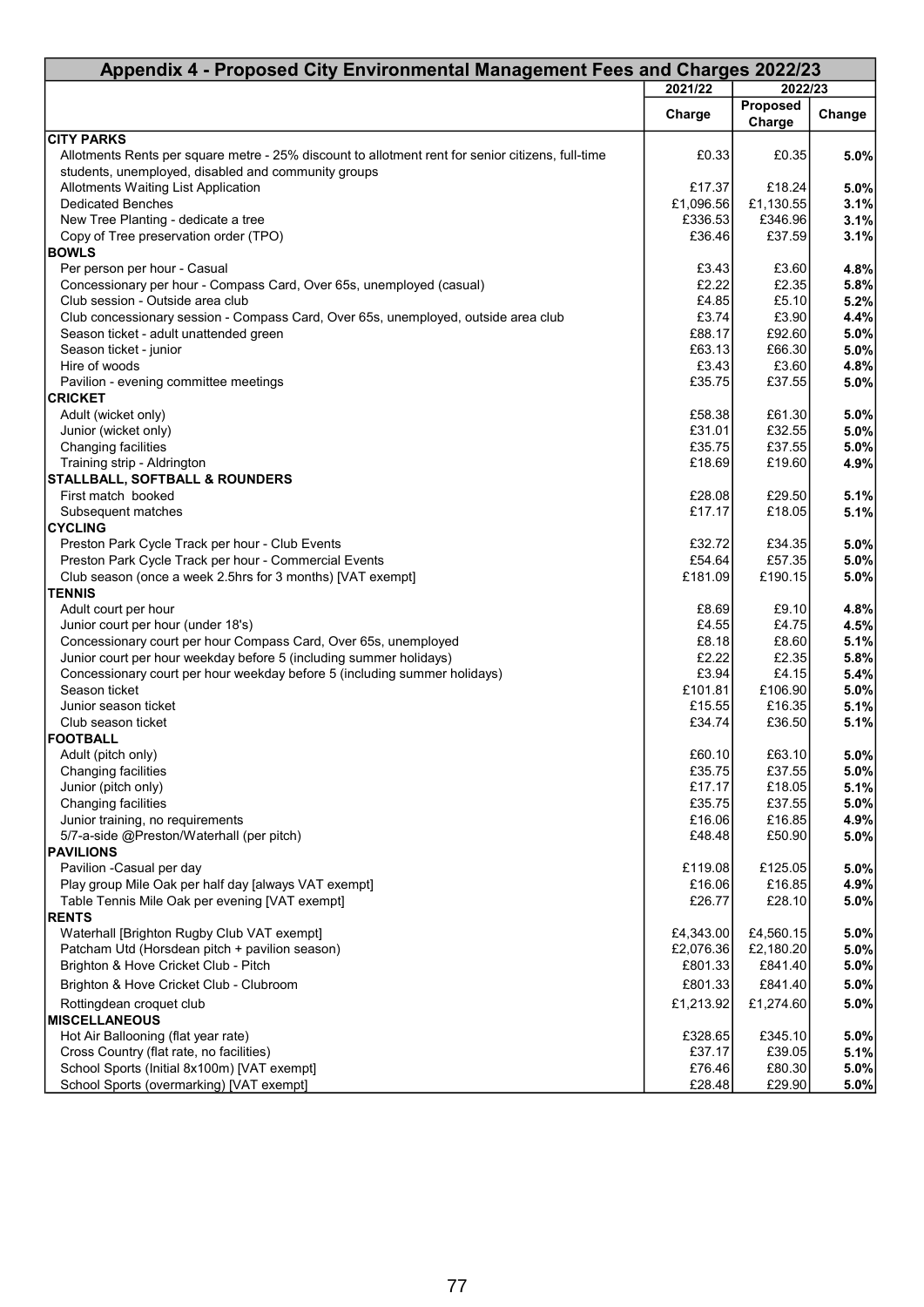## Appendix 4 - Proposed City Environmental Management Fees and Charges 2022/23

| | 2021/22 | 2022/23 | |
|---|---|---|---|
| | Charge | Proposed Charge | Change |
| **CITY PARKS** | | | |
| Allotments Rents per square metre - 25% discount to allotment rent for senior citizens, full-time students, unemployed, disabled and community groups | £0.33 | £0.35 | **5.0%** |
| Allotments Waiting List Application | £17.37 | £18.24 | **5.0%** |
| Dedicated Benches | £1,096.56 | £1,130.55 | **3.1%** |
| New Tree Planting - dedicate a tree | £336.53 | £346.96 | **3.1%** |
| Copy of Tree preservation order (TPO) | £36.46 | £37.59 | **3.1%** |
| **BOWLS** | | | |
| Per person per hour - Casual | £3.43 | £3.60 | **4.8%** |
| Concessionary per hour - Compass Card, Over 65s, unemployed (casual) | £2.22 | £2.35 | **5.8%** |
| Club session - Outside area club | £4.85 | £5.10 | **5.2%** |
| Club concessionary session - Compass Card, Over 65s, unemployed, outside area club | £3.74 | £3.90 | **4.4%** |
| Season ticket - adult unattended green | £88.17 | £92.60 | **5.0%** |
| Season ticket - junior | £63.13 | £66.30 | **5.0%** |
| Hire of woods | £3.43 | £3.60 | **4.8%** |
| Pavilion - evening committee meetings | £35.75 | £37.55 | **5.0%** |
| **CRICKET** | | | |
| Adult (wicket only) | £58.38 | £61.30 | **5.0%** |
| Junior (wicket only) | £31.01 | £32.55 | **5.0%** |
| Changing facilities | £35.75 | £37.55 | **5.0%** |
| Training strip - Aldrington | £18.69 | £19.60 | **4.9%** |
| **STALLBALL, SOFTBALL & ROUNDERS** | | | |
| First match booked | £28.08 | £29.50 | **5.1%** |
| Subsequent matches | £17.17 | £18.05 | **5.1%** |
| **CYCLING** | | | |
| Preston Park Cycle Track per hour - Club Events | £32.72 | £34.35 | **5.0%** |
| Preston Park Cycle Track per hour - Commercial Events | £54.64 | £57.35 | **5.0%** |
| Club season (once a week 2.5hrs for 3 months) [VAT exempt] | £181.09 | £190.15 | **5.0%** |
| **TENNIS** | | | |
| Adult court per hour | £8.69 | £9.10 | **4.8%** |
| Junior court per hour (under 18's) | £4.55 | £4.75 | **4.5%** |
| Concessionary court per hour Compass Card, Over 65s, unemployed | £8.18 | £8.60 | **5.1%** |
| Junior court per hour weekday before 5 (including summer holidays) | £2.22 | £2.35 | **5.8%** |
| Concessionary court per hour weekday before 5 (including summer holidays) | £3.94 | £4.15 | **5.4%** |
| Season ticket | £101.81 | £106.90 | **5.0%** |
| Junior season ticket | £15.55 | £16.35 | **5.1%** |
| Club season ticket | £34.74 | £36.50 | **5.1%** |
| **FOOTBALL** | | | |
| Adult (pitch only) | £60.10 | £63.10 | **5.0%** |
| Changing facilities | £35.75 | £37.55 | **5.0%** |
| Junior (pitch only) | £17.17 | £18.05 | **5.1%** |
| Changing facilities | £35.75 | £37.55 | **5.0%** |
| Junior training, no requirements | £16.06 | £16.85 | **4.9%** |
| 5/7-a-side @Preston/Waterhall (per pitch) | £48.48 | £50.90 | **5.0%** |
| **PAVILIONS** | | | |
| Pavilion -Casual per day | £119.08 | £125.05 | **5.0%** |
| Play group Mile Oak per half day [always VAT exempt] | £16.06 | £16.85 | **4.9%** |
| Table Tennis Mile Oak per evening [VAT exempt] | £26.77 | £28.10 | **5.0%** |
| **RENTS** | | | |
| Waterhall [Brighton Rugby Club VAT exempt] | £4,343.00 | £4,560.15 | **5.0%** |
| Patcham Utd (Horsdean pitch + pavilion season) | £2,076.36 | £2,180.20 | **5.0%** |
| Brighton & Hove Cricket Club - Pitch | £801.33 | £841.40 | **5.0%** |
| Brighton & Hove Cricket Club - Clubroom | £801.33 | £841.40 | **5.0%** |
| Rottingdean croquet club | £1,213.92 | £1,274.60 | **5.0%** |
| **MISCELLANEOUS** | | | |
| Hot Air Ballooning (flat year rate) | £328.65 | £345.10 | **5.0%** |
| Cross Country (flat rate, no facilities) | £37.17 | £39.05 | **5.1%** |
| School Sports (Initial 8x100m) [VAT exempt] | £76.46 | £80.30 | **5.0%** |
| School Sports (overmarking) [VAT exempt] | £28.48 | £29.90 | **5.0%** |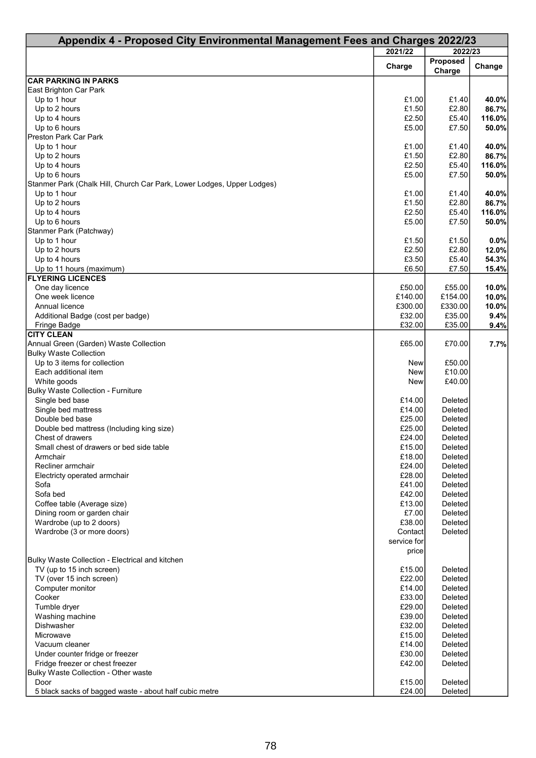| Appendix 4 - Proposed City Environmental Management Fees and Charges 2022/23 | 2021/22 | 2022/23 | |
|---|---|---|---|
| | Charge | Proposed Charge | Change |
| **CAR PARKING IN PARKS** | | | |
| East Brighton Car Park | | | |
| Up to 1 hour | £1.00 | £1.40 | **40.0%** |
| Up to 2 hours | £1.50 | £2.80 | **86.7%** |
| Up to 4 hours | £2.50 | £5.40 | **116.0%** |
| Up to 6 hours | £5.00 | £7.50 | **50.0%** |
| Preston Park Car Park | | | |
| Up to 1 hour | £1.00 | £1.40 | **40.0%** |
| Up to 2 hours | £1.50 | £2.80 | **86.7%** |
| Up to 4 hours | £2.50 | £5.40 | **116.0%** |
| Up to 6 hours | £5.00 | £7.50 | **50.0%** |
| Stanmer Park (Chalk Hill, Church Car Park, Lower Lodges, Upper Lodges) | | | |
| Up to 1 hour | £1.00 | £1.40 | **40.0%** |
| Up to 2 hours | £1.50 | £2.80 | **86.7%** |
| Up to 4 hours | £2.50 | £5.40 | **116.0%** |
| Up to 6 hours | £5.00 | £7.50 | **50.0%** |
| Stanmer Park (Patchway) | | | |
| Up to 1 hour | £1.50 | £1.50 | **0.0%** |
| Up to 2 hours | £2.50 | £2.80 | **12.0%** |
| Up to 4 hours | £3.50 | £5.40 | **54.3%** |
| Up to 11 hours (maximum) | £6.50 | £7.50 | **15.4%** |
| **FLYERING LICENCES** | | | |
| One day licence | £50.00 | £55.00 | **10.0%** |
| One week licence | £140.00 | £154.00 | **10.0%** |
| Annual licence | £300.00 | £330.00 | **10.0%** |
| Additional Badge (cost per badge) | £32.00 | £35.00 | **9.4%** |
| Fringe Badge | £32.00 | £35.00 | **9.4%** |
| **CITY CLEAN** | | | |
| Annual Green (Garden) Waste Collection | £65.00 | £70.00 | **7.7%** |
| Bulky Waste Collection | | | |
| Up to 3 items for collection | New | £50.00 | |
| Each additional item | New | £10.00 | |
| White goods | New | £40.00 | |
| Bulky Waste Collection - Furniture | | | |
| Single bed base | £14.00 | Deleted | |
| Single bed mattress | £14.00 | Deleted | |
| Double bed base | £25.00 | Deleted | |
| Double bed mattress (Including king size) | £25.00 | Deleted | |
| Chest of drawers | £24.00 | Deleted | |
| Small chest of drawers or bed side table | £15.00 | Deleted | |
| Armchair | £18.00 | Deleted | |
| Recliner armchair | £24.00 | Deleted | |
| Electricty operated armchair | £28.00 | Deleted | |
| Sofa | £41.00 | Deleted | |
| Sofa bed | £42.00 | Deleted | |
| Coffee table (Average size) | £13.00 | Deleted | |
| Dining room or garden chair | £7.00 | Deleted | |
| Wardrobe (up to 2 doors) | £38.00 | Deleted | |
| Wardrobe (3 or more doors) | Contact service for price | Deleted | |
| Bulky Waste Collection - Electrical and kitchen | | | |
| TV (up to 15 inch screen) | £15.00 | Deleted | |
| TV (over 15 inch screen) | £22.00 | Deleted | |
| Computer monitor | £14.00 | Deleted | |
| Cooker | £33.00 | Deleted | |
| Tumble dryer | £29.00 | Deleted | |
| Washing machine | £39.00 | Deleted | |
| Dishwasher | £32.00 | Deleted | |
| Microwave | £15.00 | Deleted | |
| Vacuum cleaner | £14.00 | Deleted | |
| Under counter fridge or freezer | £30.00 | Deleted | |
| Fridge freezer or chest freezer | £42.00 | Deleted | |
| Bulky Waste Collection - Other waste | | | |
| Door | £15.00 | Deleted | |
| 5 black sacks of bagged waste - about half cubic metre | £24.00 | Deleted | |